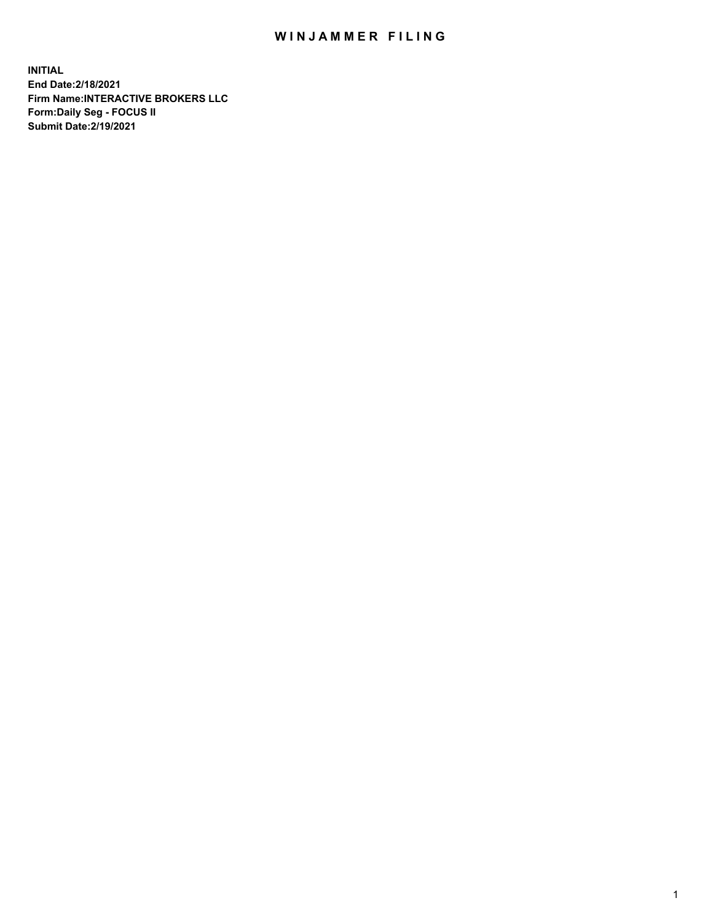# WINJAMMER FILING

**INITIAL**
**End Date:2/18/2021**
**Firm Name:INTERACTIVE BROKERS LLC**
**Form:Daily Seg - FOCUS II**
**Submit Date:2/19/2021**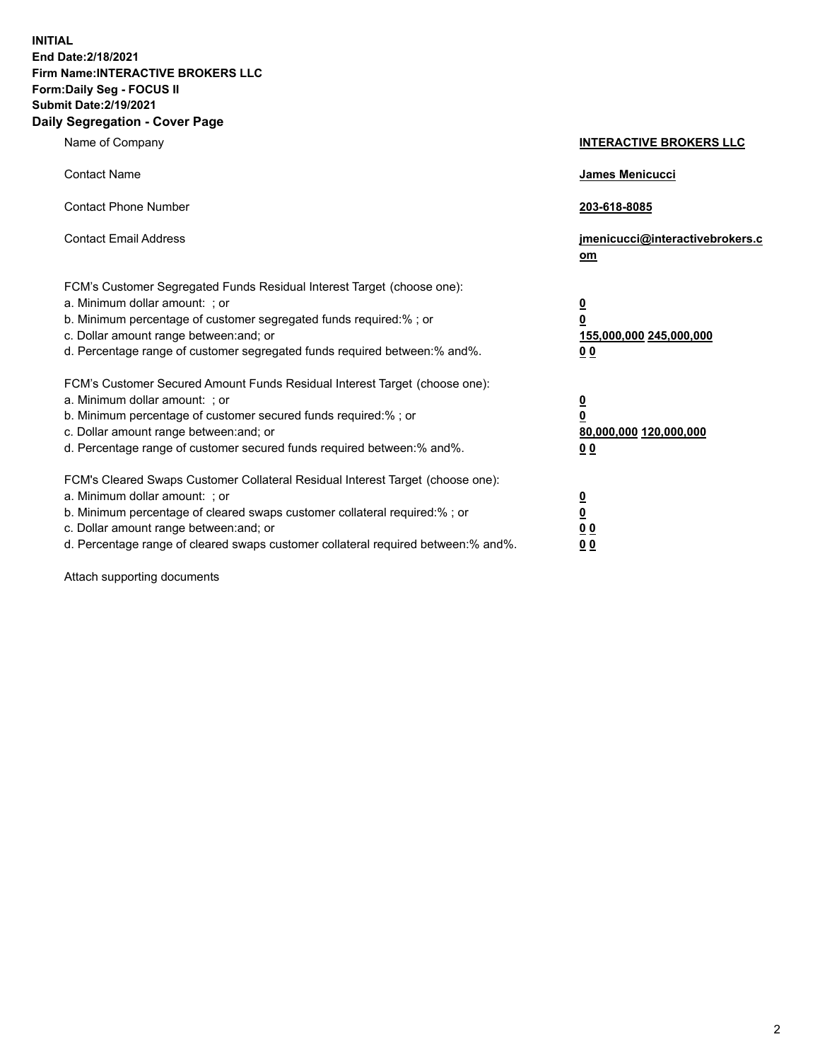**INITIAL**
**End Date:2/18/2021**
**Firm Name:INTERACTIVE BROKERS LLC**
**Form:Daily Seg - FOCUS II**
**Submit Date:2/19/2021**
**Daily Segregation - Cover Page**

| | |
|---|---|
| Name of Company | **INTERACTIVE BROKERS LLC** |
| Contact Name | **James Menicucci** |
| Contact Phone Number | **203-618-8085** |
| Contact Email Address | **jmenicucci@interactivebrokers.com** |
| FCM's Customer Segregated Funds Residual Interest Target (choose one): | |
| a. Minimum dollar amount: ; or | **0** |
| b. Minimum percentage of customer segregated funds required:% ; or | **0** |
| c. Dollar amount range between:and; or | **155,000,000 245,000,000** |
| d. Percentage range of customer segregated funds required between:% and%. | **0 0** |
| FCM's Customer Secured Amount Funds Residual Interest Target (choose one): | |
| a. Minimum dollar amount: ; or | **0** |
| b. Minimum percentage of customer secured funds required:% ; or | **0** |
| c. Dollar amount range between:and; or | **80,000,000 120,000,000** |
| d. Percentage range of customer secured funds required between:% and%. | **0 0** |
| FCM's Cleared Swaps Customer Collateral Residual Interest Target (choose one): | |
| a. Minimum dollar amount: ; or | **0** |
| b. Minimum percentage of cleared swaps customer collateral required:% ; or | **0** |
| c. Dollar amount range between:and; or | **0 0** |
| d. Percentage range of cleared swaps customer collateral required between:% and%. | **0 0** |

Attach supporting documents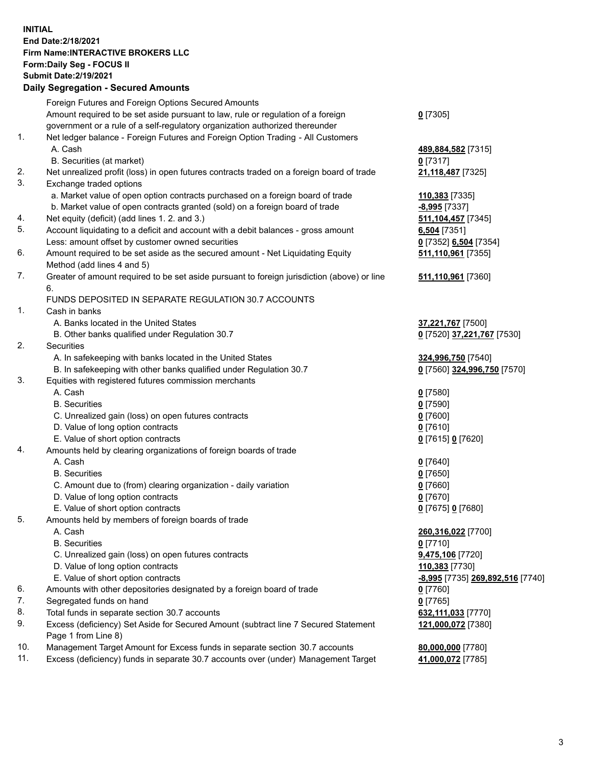**INITIAL**
**End Date:2/18/2021**
**Firm Name:INTERACTIVE BROKERS LLC**
**Form:Daily Seg - FOCUS II**
**Submit Date:2/19/2021**

## Daily Segregation - Secured Amounts

| | | |
|---|---|---|
| | Foreign Futures and Foreign Options Secured Amounts | |
| | Amount required to be set aside pursuant to law, rule or regulation of a foreign government or a rule of a self-regulatory organization authorized thereunder | **0** [7305] |
| 1. | Net ledger balance - Foreign Futures and Foreign Option Trading - All Customers | |
| | A. Cash | **489,884,582** [7315] |
| | B. Securities (at market) | **0** [7317] |
| 2. | Net unrealized profit (loss) in open futures contracts traded on a foreign board of trade | **21,118,487** [7325] |
| 3. | Exchange traded options | |
| | a. Market value of open option contracts purchased on a foreign board of trade | **110,383** [7335] |
| | b. Market value of open contracts granted (sold) on a foreign board of trade | **-8,995** [7337] |
| 4. | Net equity (deficit) (add lines 1. 2. and 3.) | **511,104,457** [7345] |
| 5. | Account liquidating to a deficit and account with a debit balances - gross amount | **6,504** [7351] |
| | Less: amount offset by customer owned securities | **0** [7352] **6,504** [7354] |
| 6. | Amount required to be set aside as the secured amount - Net Liquidating Equity Method (add lines 4 and 5) | **511,110,961** [7355] |
| 7. | Greater of amount required to be set aside pursuant to foreign jurisdiction (above) or line 6. | **511,110,961** [7360] |
| | FUNDS DEPOSITED IN SEPARATE REGULATION 30.7 ACCOUNTS | |
| 1. | Cash in banks | |
| | A. Banks located in the United States | **37,221,767** [7500] |
| | B. Other banks qualified under Regulation 30.7 | **0** [7520] **37,221,767** [7530] |
| 2. | Securities | |
| | A. In safekeeping with banks located in the United States | **324,996,750** [7540] |
| | B. In safekeeping with other banks qualified under Regulation 30.7 | **0** [7560] **324,996,750** [7570] |
| 3. | Equities with registered futures commission merchants | |
| | A. Cash | **0** [7580] |
| | B. Securities | **0** [7590] |
| | C. Unrealized gain (loss) on open futures contracts | **0** [7600] |
| | D. Value of long option contracts | **0** [7610] |
| | E. Value of short option contracts | **0** [7615] **0** [7620] |
| 4. | Amounts held by clearing organizations of foreign boards of trade | |
| | A. Cash | **0** [7640] |
| | B. Securities | **0** [7650] |
| | C. Amount due to (from) clearing organization - daily variation | **0** [7660] |
| | D. Value of long option contracts | **0** [7670] |
| | E. Value of short option contracts | **0** [7675] **0** [7680] |
| 5. | Amounts held by members of foreign boards of trade | |
| | A. Cash | **260,316,022** [7700] |
| | B. Securities | **0** [7710] |
| | C. Unrealized gain (loss) on open futures contracts | **9,475,106** [7720] |
| | D. Value of long option contracts | **110,383** [7730] |
| | E. Value of short option contracts | **-8,995** [7735] **269,892,516** [7740] |
| 6. | Amounts with other depositories designated by a foreign board of trade | **0** [7760] |
| 7. | Segregated funds on hand | **0** [7765] |
| 8. | Total funds in separate section 30.7 accounts | **632,111,033** [7770] |
| 9. | Excess (deficiency) Set Aside for Secured Amount (subtract line 7 Secured Statement Page 1 from Line 8) | **121,000,072** [7380] |
| 10. | Management Target Amount for Excess funds in separate section 30.7 accounts | **80,000,000** [7780] |
| 11. | Excess (deficiency) funds in separate 30.7 accounts over (under) Management Target | **41,000,072** [7785] |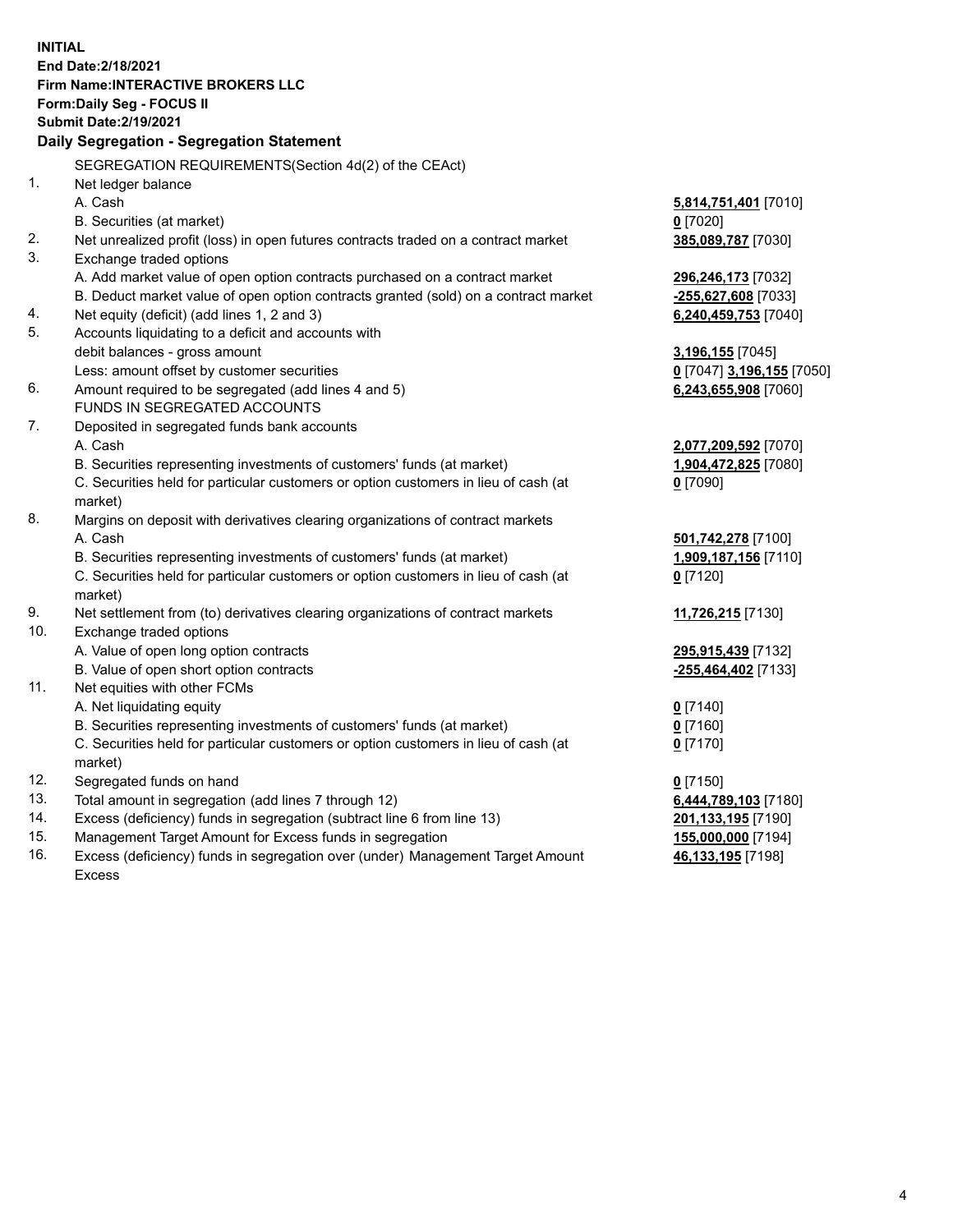**INITIAL**
**End Date:2/18/2021**
**Firm Name:INTERACTIVE BROKERS LLC**
**Form:Daily Seg - FOCUS II**
**Submit Date:2/19/2021**

**Daily Segregation - Segregation Statement**

| | | |
|---|---|---|
| | SEGREGATION REQUIREMENTS(Section 4d(2) of the CEAct) | |
| 1. | Net ledger balance | |
| | A. Cash | **5,814,751,401** [7010] |
| | B. Securities (at market) | **0** [7020] |
| 2. | Net unrealized profit (loss) in open futures contracts traded on a contract market | **385,089,787** [7030] |
| 3. | Exchange traded options | |
| | A. Add market value of open option contracts purchased on a contract market | **296,246,173** [7032] |
| | B. Deduct market value of open option contracts granted (sold) on a contract market | **-255,627,608** [7033] |
| 4. | Net equity (deficit) (add lines 1, 2 and 3) | **6,240,459,753** [7040] |
| 5. | Accounts liquidating to a deficit and accounts with debit balances - gross amount | **3,196,155** [7045] |
| | Less: amount offset by customer securities | **0** [7047] **3,196,155** [7050] |
| 6. | Amount required to be segregated (add lines 4 and 5) | **6,243,655,908** [7060] |
| | FUNDS IN SEGREGATED ACCOUNTS | |
| 7. | Deposited in segregated funds bank accounts | |
| | A. Cash | **2,077,209,592** [7070] |
| | B. Securities representing investments of customers' funds (at market) | **1,904,472,825** [7080] |
| | C. Securities held for particular customers or option customers in lieu of cash (at market) | **0** [7090] |
| 8. | Margins on deposit with derivatives clearing organizations of contract markets | |
| | A. Cash | **501,742,278** [7100] |
| | B. Securities representing investments of customers' funds (at market) | **1,909,187,156** [7110] |
| | C. Securities held for particular customers or option customers in lieu of cash (at market) | **0** [7120] |
| 9. | Net settlement from (to) derivatives clearing organizations of contract markets | **11,726,215** [7130] |
| 10. | Exchange traded options | |
| | A. Value of open long option contracts | **295,915,439** [7132] |
| | B. Value of open short option contracts | **-255,464,402** [7133] |
| 11. | Net equities with other FCMs | |
| | A. Net liquidating equity | **0** [7140] |
| | B. Securities representing investments of customers' funds (at market) | **0** [7160] |
| | C. Securities held for particular customers or option customers in lieu of cash (at market) | **0** [7170] |
| 12. | Segregated funds on hand | **0** [7150] |
| 13. | Total amount in segregation (add lines 7 through 12) | **6,444,789,103** [7180] |
| 14. | Excess (deficiency) funds in segregation (subtract line 6 from line 13) | **201,133,195** [7190] |
| 15. | Management Target Amount for Excess funds in segregation | **155,000,000** [7194] |
| 16. | Excess (deficiency) funds in segregation over (under) Management Target Amount Excess | **46,133,195** [7198] |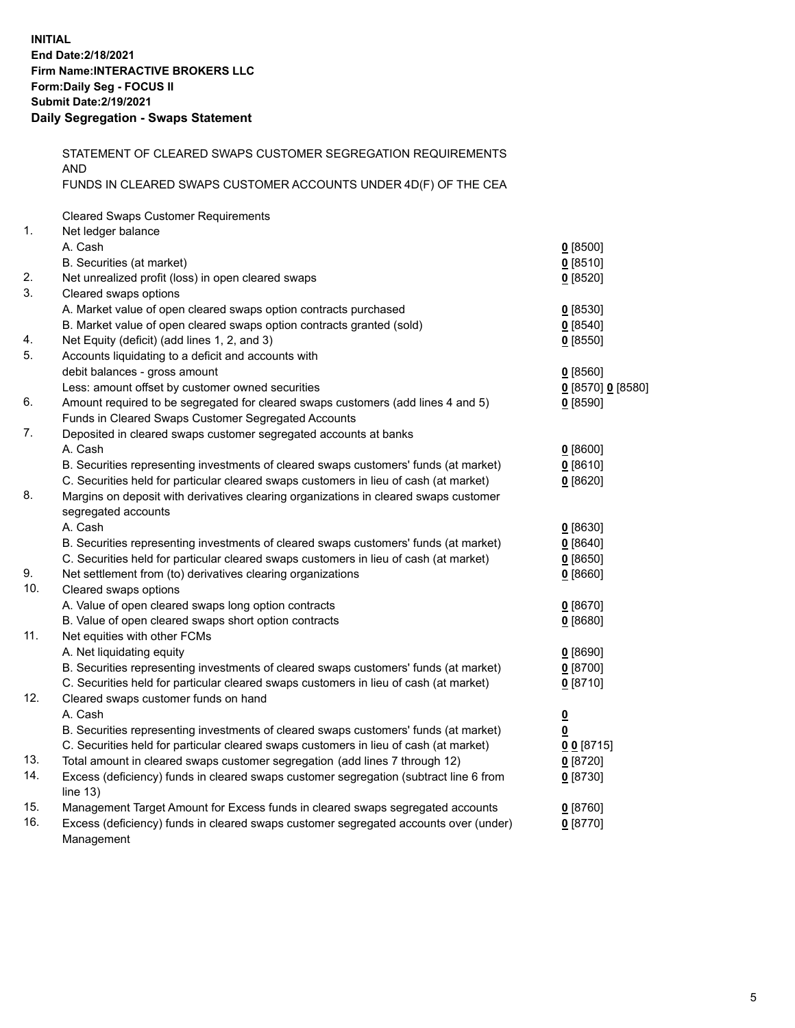**INITIAL**
**End Date:2/18/2021**
**Firm Name:INTERACTIVE BROKERS LLC**
**Form:Daily Seg - FOCUS II**
**Submit Date:2/19/2021**
**Daily Segregation - Swaps Statement**

STATEMENT OF CLEARED SWAPS CUSTOMER SEGREGATION REQUIREMENTS AND FUNDS IN CLEARED SWAPS CUSTOMER ACCOUNTS UNDER 4D(F) OF THE CEA

| | | |
|---|---|---|
| | Cleared Swaps Customer Requirements | |
| 1. | Net ledger balance | |
| | A. Cash | 0 [8500] |
| | B. Securities (at market) | 0 [8510] |
| 2. | Net unrealized profit (loss) in open cleared swaps | 0 [8520] |
| 3. | Cleared swaps options | |
| | A. Market value of open cleared swaps option contracts purchased | 0 [8530] |
| | B. Market value of open cleared swaps option contracts granted (sold) | 0 [8540] |
| 4. | Net Equity (deficit) (add lines 1, 2, and 3) | 0 [8550] |
| 5. | Accounts liquidating to a deficit and accounts with debit balances - gross amount | 0 [8560] |
| | Less: amount offset by customer owned securities | 0 [8570] 0 [8580] |
| 6. | Amount required to be segregated for cleared swaps customers (add lines 4 and 5) | 0 [8590] |
| | Funds in Cleared Swaps Customer Segregated Accounts | |
| 7. | Deposited in cleared swaps customer segregated accounts at banks | |
| | A. Cash | 0 [8600] |
| | B. Securities representing investments of cleared swaps customers' funds (at market) | 0 [8610] |
| | C. Securities held for particular cleared swaps customers in lieu of cash (at market) | 0 [8620] |
| 8. | Margins on deposit with derivatives clearing organizations in cleared swaps customer segregated accounts | |
| | A. Cash | 0 [8630] |
| | B. Securities representing investments of cleared swaps customers' funds (at market) | 0 [8640] |
| | C. Securities held for particular cleared swaps customers in lieu of cash (at market) | 0 [8650] |
| 9. | Net settlement from (to) derivatives clearing organizations | 0 [8660] |
| 10. | Cleared swaps options | |
| | A. Value of open cleared swaps long option contracts | 0 [8670] |
| | B. Value of open cleared swaps short option contracts | 0 [8680] |
| 11. | Net equities with other FCMs | |
| | A. Net liquidating equity | 0 [8690] |
| | B. Securities representing investments of cleared swaps customers' funds (at market) | 0 [8700] |
| | C. Securities held for particular cleared swaps customers in lieu of cash (at market) | 0 [8710] |
| 12. | Cleared swaps customer funds on hand | |
| | A. Cash | 0 |
| | B. Securities representing investments of cleared swaps customers' funds (at market) | 0 |
| | C. Securities held for particular cleared swaps customers in lieu of cash (at market) | 0 0 [8715] |
| 13. | Total amount in cleared swaps customer segregation (add lines 7 through 12) | 0 [8720] |
| 14. | Excess (deficiency) funds in cleared swaps customer segregation (subtract line 6 from line 13) | 0 [8730] |
| 15. | Management Target Amount for Excess funds in cleared swaps segregated accounts | 0 [8760] |
| 16. | Excess (deficiency) funds in cleared swaps customer segregated accounts over (under) Management | 0 [8770] |